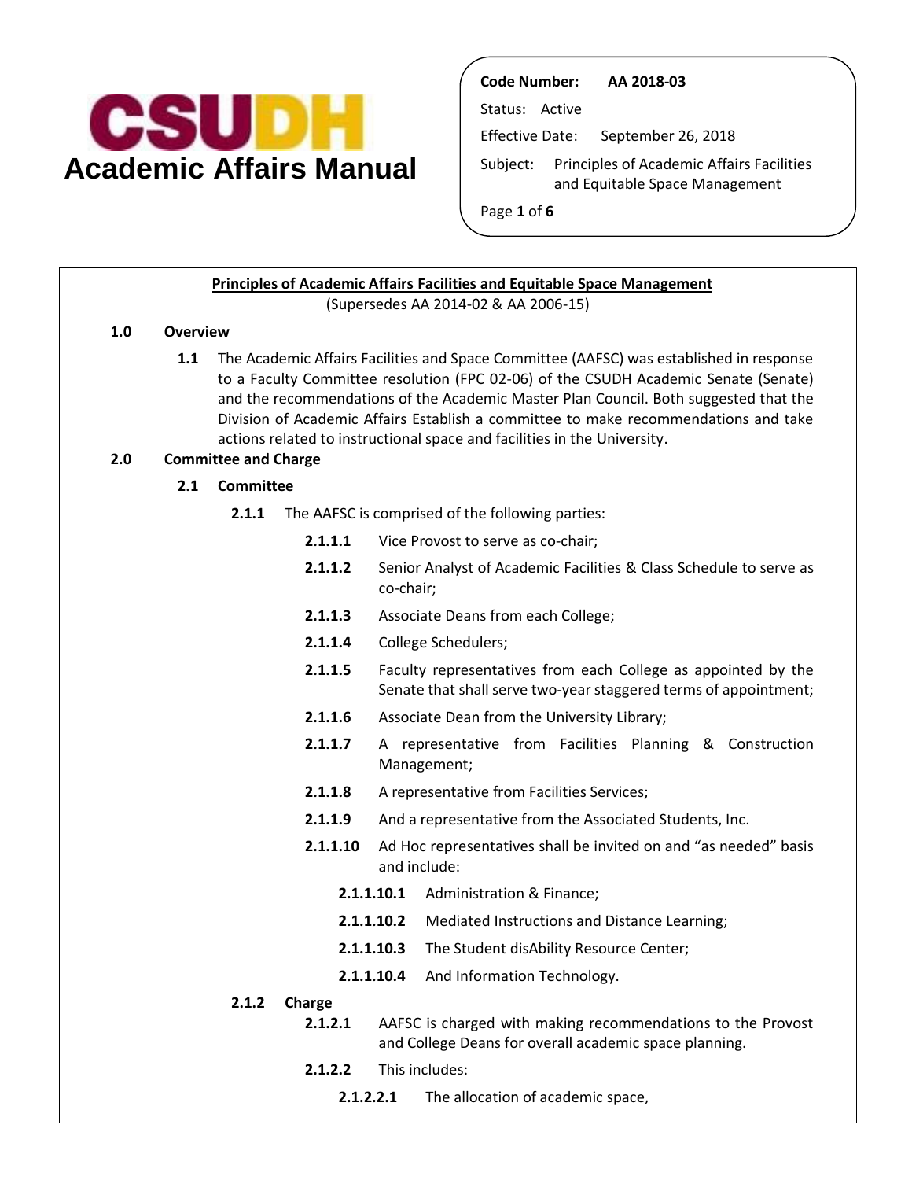**CSUDH**
# Academic Affairs Manual

**Code Number:** **AA 2018-03**

Status: Active

Effective Date: September 26, 2018

Subject: Principles of Academic Affairs Facilities and Equitable Space Management

## Principles of Academic Affairs Facilities and Equitable Space Management

(Supersedes AA 2014-02 & AA 2006-15)

**1.0 Overview**

**1.1** The Academic Affairs Facilities and Space Committee (AAFSC) was established in response to a Faculty Committee resolution (FPC 02-06) of the CSUDH Academic Senate (Senate) and the recommendations of the Academic Master Plan Council. Both suggested that the Division of Academic Affairs Establish a committee to make recommendations and take actions related to instructional space and facilities in the University.

**2.0 Committee and Charge**

**2.1 Committee**

**2.1.1** The AAFSC is comprised of the following parties:

- **2.1.1.1** Vice Provost to serve as co-chair;
- **2.1.1.2** Senior Analyst of Academic Facilities & Class Schedule to serve as co-chair;
- **2.1.1.3** Associate Deans from each College;
- **2.1.1.4** College Schedulers;
- **2.1.1.5** Faculty representatives from each College as appointed by the Senate that shall serve two-year staggered terms of appointment;
- **2.1.1.6** Associate Dean from the University Library;
- **2.1.1.7** A representative from Facilities Planning & Construction Management;
- **2.1.1.8** A representative from Facilities Services;
- **2.1.1.9** And a representative from the Associated Students, Inc.
- **2.1.1.10** Ad Hoc representatives shall be invited on and "as needed" basis and include:
  - **2.1.1.10.1** Administration & Finance;
  - **2.1.1.10.2** Mediated Instructions and Distance Learning;
  - **2.1.1.10.3** The Student disAbility Resource Center;
  - **2.1.1.10.4** And Information Technology.

**2.1.2 Charge**

- **2.1.2.1** AAFSC is charged with making recommendations to the Provost and College Deans for overall academic space planning.
- **2.1.2.2** This includes:
  - **2.1.2.2.1** The allocation of academic space,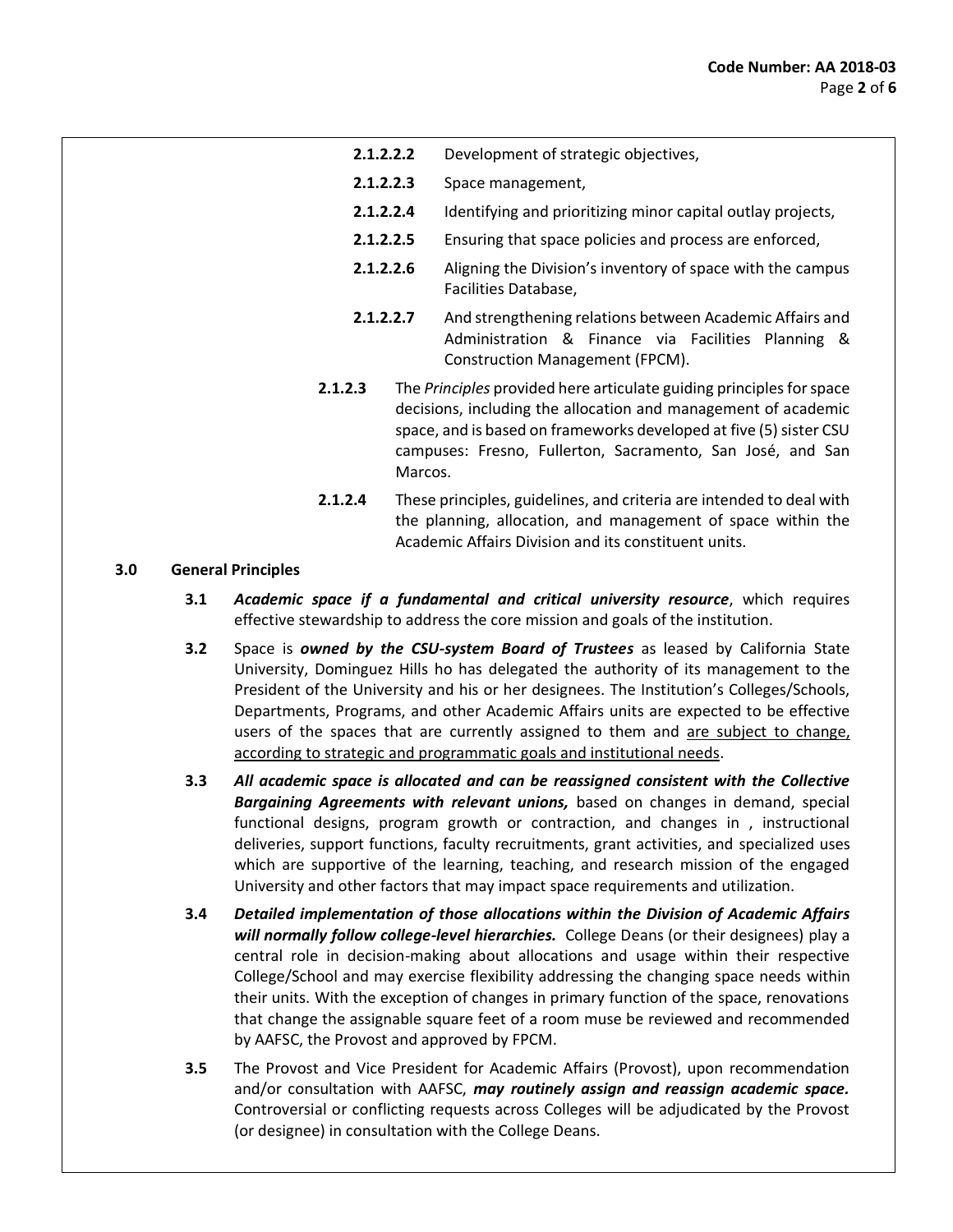**2.1.2.2.2** Development of strategic objectives,

**2.1.2.2.3** Space management,

**2.1.2.2.4** Identifying and prioritizing minor capital outlay projects,

**2.1.2.2.5** Ensuring that space policies and process are enforced,

**2.1.2.2.6** Aligning the Division's inventory of space with the campus Facilities Database,

**2.1.2.2.7** And strengthening relations between Academic Affairs and Administration & Finance via Facilities Planning & Construction Management (FPCM).

**2.1.2.3** The *Principles* provided here articulate guiding principles for space decisions, including the allocation and management of academic space, and is based on frameworks developed at five (5) sister CSU campuses: Fresno, Fullerton, Sacramento, San José, and San Marcos.

**2.1.2.4** These principles, guidelines, and criteria are intended to deal with the planning, allocation, and management of space within the Academic Affairs Division and its constituent units.

## 3.0 General Principles

**3.1** ***Academic space if a fundamental and critical university resource***, which requires effective stewardship to address the core mission and goals of the institution.

**3.2** Space is ***owned by the CSU-system Board of Trustees*** as leased by California State University, Dominguez Hills ho has delegated the authority of its management to the President of the University and his or her designees. The Institution's Colleges/Schools, Departments, Programs, and other Academic Affairs units are expected to be effective users of the spaces that are currently assigned to them and <u>are subject to change, according to strategic and programmatic goals and institutional needs</u>.

**3.3** ***All academic space is allocated and can be reassigned consistent with the Collective Bargaining Agreements with relevant unions,*** based on changes in demand, special functional designs, program growth or contraction, and changes in , instructional deliveries, support functions, faculty recruitments, grant activities, and specialized uses which are supportive of the learning, teaching, and research mission of the engaged University and other factors that may impact space requirements and utilization.

**3.4** ***Detailed implementation of those allocations within the Division of Academic Affairs will normally follow college-level hierarchies.*** College Deans (or their designees) play a central role in decision-making about allocations and usage within their respective College/School and may exercise flexibility addressing the changing space needs within their units. With the exception of changes in primary function of the space, renovations that change the assignable square feet of a room muse be reviewed and recommended by AAFSC, the Provost and approved by FPCM.

**3.5** The Provost and Vice President for Academic Affairs (Provost), upon recommendation and/or consultation with AAFSC, ***may routinely assign and reassign academic space.*** Controversial or conflicting requests across Colleges will be adjudicated by the Provost (or designee) in consultation with the College Deans.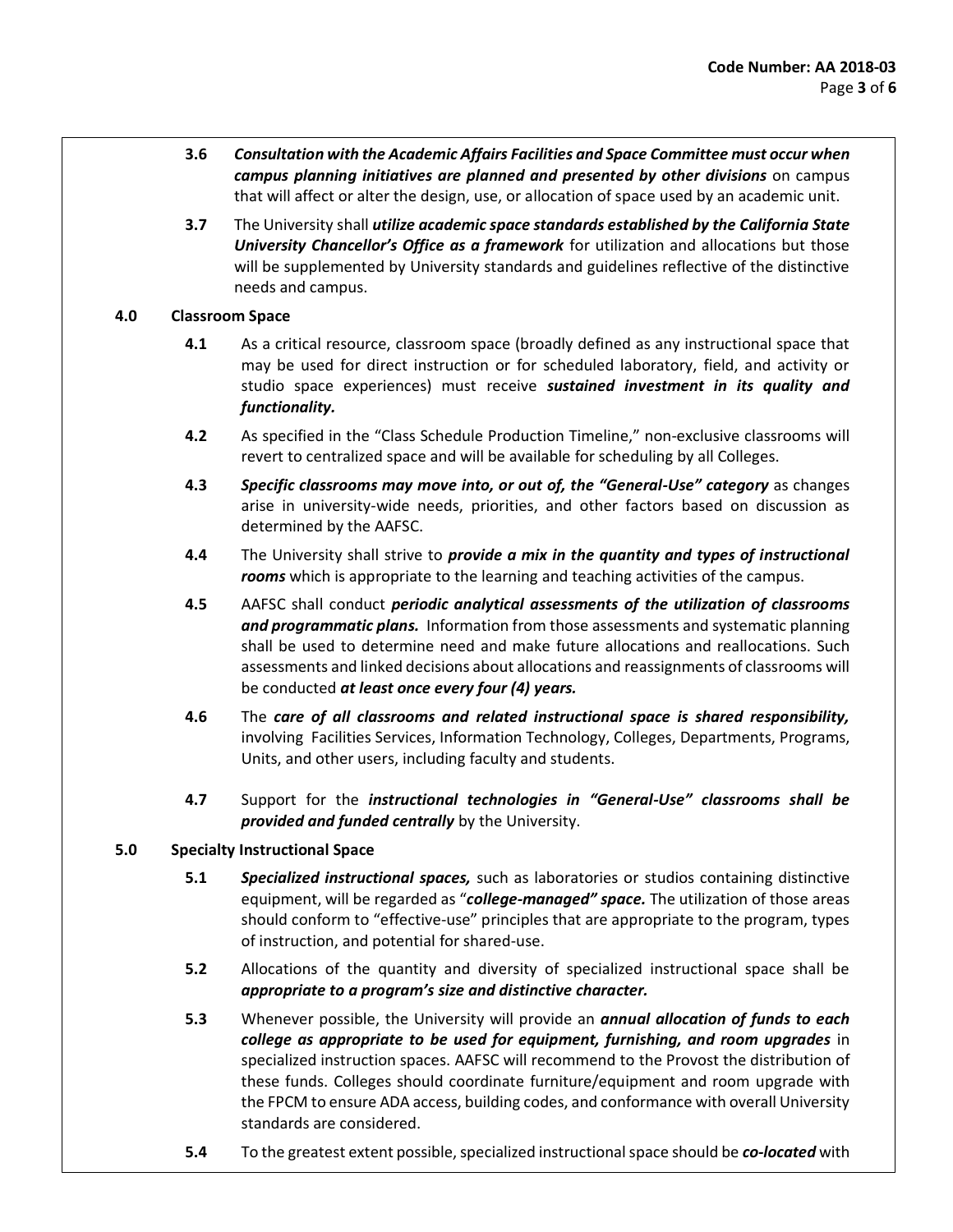**3.6** ***Consultation with the Academic Affairs Facilities and Space Committee must occur when campus planning initiatives are planned and presented by other divisions*** on campus that will affect or alter the design, use, or allocation of space used by an academic unit.

**3.7** The University shall ***utilize academic space standards established by the California State University Chancellor's Office as a framework*** for utilization and allocations but those will be supplemented by University standards and guidelines reflective of the distinctive needs and campus.

## 4.0 Classroom Space

**4.1** As a critical resource, classroom space (broadly defined as any instructional space that may be used for direct instruction or for scheduled laboratory, field, and activity or studio space experiences) must receive ***sustained investment in its quality and functionality.***

**4.2** As specified in the "Class Schedule Production Timeline," non-exclusive classrooms will revert to centralized space and will be available for scheduling by all Colleges.

**4.3** ***Specific classrooms may move into, or out of, the "General-Use" category*** as changes arise in university-wide needs, priorities, and other factors based on discussion as determined by the AAFSC.

**4.4** The University shall strive to ***provide a mix in the quantity and types of instructional rooms*** which is appropriate to the learning and teaching activities of the campus.

**4.5** AAFSC shall conduct ***periodic analytical assessments of the utilization of classrooms and programmatic plans.*** Information from those assessments and systematic planning shall be used to determine need and make future allocations and reallocations. Such assessments and linked decisions about allocations and reassignments of classrooms will be conducted ***at least once every four (4) years.***

**4.6** The ***care of all classrooms and related instructional space is shared responsibility,*** involving Facilities Services, Information Technology, Colleges, Departments, Programs, Units, and other users, including faculty and students.

**4.7** Support for the ***instructional technologies in "General-Use" classrooms shall be provided and funded centrally*** by the University.

## 5.0 Specialty Instructional Space

**5.1** ***Specialized instructional spaces,*** such as laboratories or studios containing distinctive equipment, will be regarded as "***college-managed" space.*** The utilization of those areas should conform to "effective-use" principles that are appropriate to the program, types of instruction, and potential for shared-use.

**5.2** Allocations of the quantity and diversity of specialized instructional space shall be ***appropriate to a program's size and distinctive character.***

**5.3** Whenever possible, the University will provide an ***annual allocation of funds to each college as appropriate to be used for equipment, furnishing, and room upgrades*** in specialized instruction spaces. AAFSC will recommend to the Provost the distribution of these funds. Colleges should coordinate furniture/equipment and room upgrade with the FPCM to ensure ADA access, building codes, and conformance with overall University standards are considered.

**5.4** To the greatest extent possible, specialized instructional space should be ***co-located*** with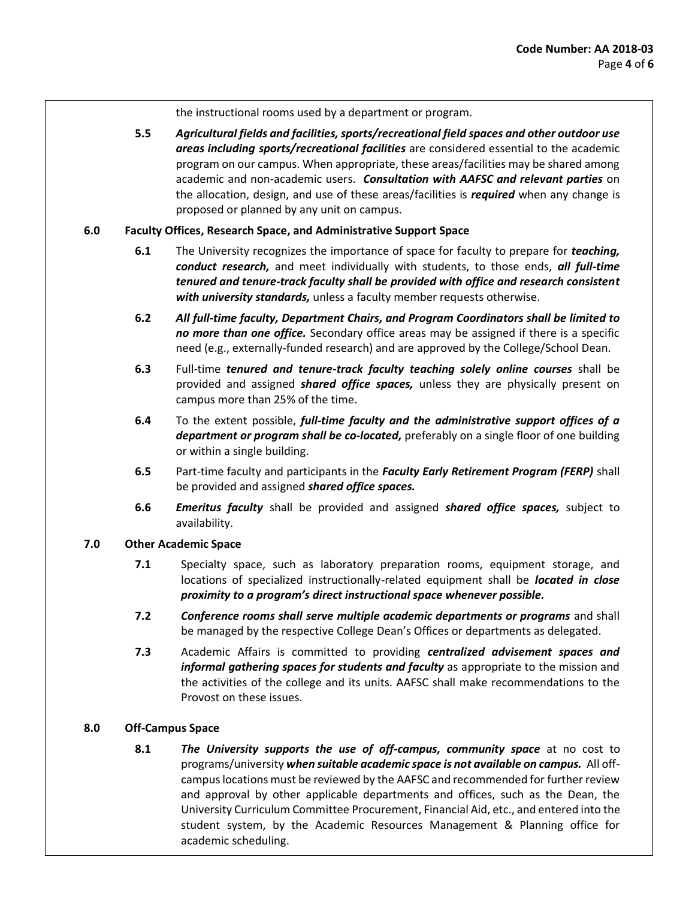the instructional rooms used by a department or program.

**5.5** ***Agricultural fields and facilities, sports/recreational field spaces and other outdoor use areas including sports/recreational facilities*** are considered essential to the academic program on our campus. When appropriate, these areas/facilities may be shared among academic and non-academic users. ***Consultation with AAFSC and relevant parties*** on the allocation, design, and use of these areas/facilities is ***required*** when any change is proposed or planned by any unit on campus.

**6.0 Faculty Offices, Research Space, and Administrative Support Space**

**6.1** The University recognizes the importance of space for faculty to prepare for ***teaching, conduct research,*** and meet individually with students, to those ends, ***all full-time tenured and tenure-track faculty shall be provided with office and research consistent with university standards,*** unless a faculty member requests otherwise.

**6.2** ***All full-time faculty, Department Chairs, and Program Coordinators shall be limited to no more than one office.*** Secondary office areas may be assigned if there is a specific need (e.g., externally-funded research) and are approved by the College/School Dean.

**6.3** Full-time ***tenured and tenure-track faculty teaching solely online courses*** shall be provided and assigned ***shared office spaces,*** unless they are physically present on campus more than 25% of the time.

**6.4** To the extent possible, ***full-time faculty and the administrative support offices of a department or program shall be co-located,*** preferably on a single floor of one building or within a single building.

**6.5** Part-time faculty and participants in the ***Faculty Early Retirement Program (FERP)*** shall be provided and assigned ***shared office spaces.***

**6.6** ***Emeritus faculty*** shall be provided and assigned ***shared office spaces,*** subject to availability.

**7.0 Other Academic Space**

**7.1** Specialty space, such as laboratory preparation rooms, equipment storage, and locations of specialized instructionally-related equipment shall be ***located in close proximity to a program's direct instructional space whenever possible.***

**7.2** ***Conference rooms shall serve multiple academic departments or programs*** and shall be managed by the respective College Dean's Offices or departments as delegated.

**7.3** Academic Affairs is committed to providing ***centralized advisement spaces and informal gathering spaces for students and faculty*** as appropriate to the mission and the activities of the college and its units. AAFSC shall make recommendations to the Provost on these issues.

**8.0 Off-Campus Space**

**8.1** ***The University supports the use of off-campus, community space*** at no cost to programs/university ***when suitable academic space is not available on campus.*** All off-campus locations must be reviewed by the AAFSC and recommended for further review and approval by other applicable departments and offices, such as the Dean, the University Curriculum Committee Procurement, Financial Aid, etc., and entered into the student system, by the Academic Resources Management & Planning office for academic scheduling.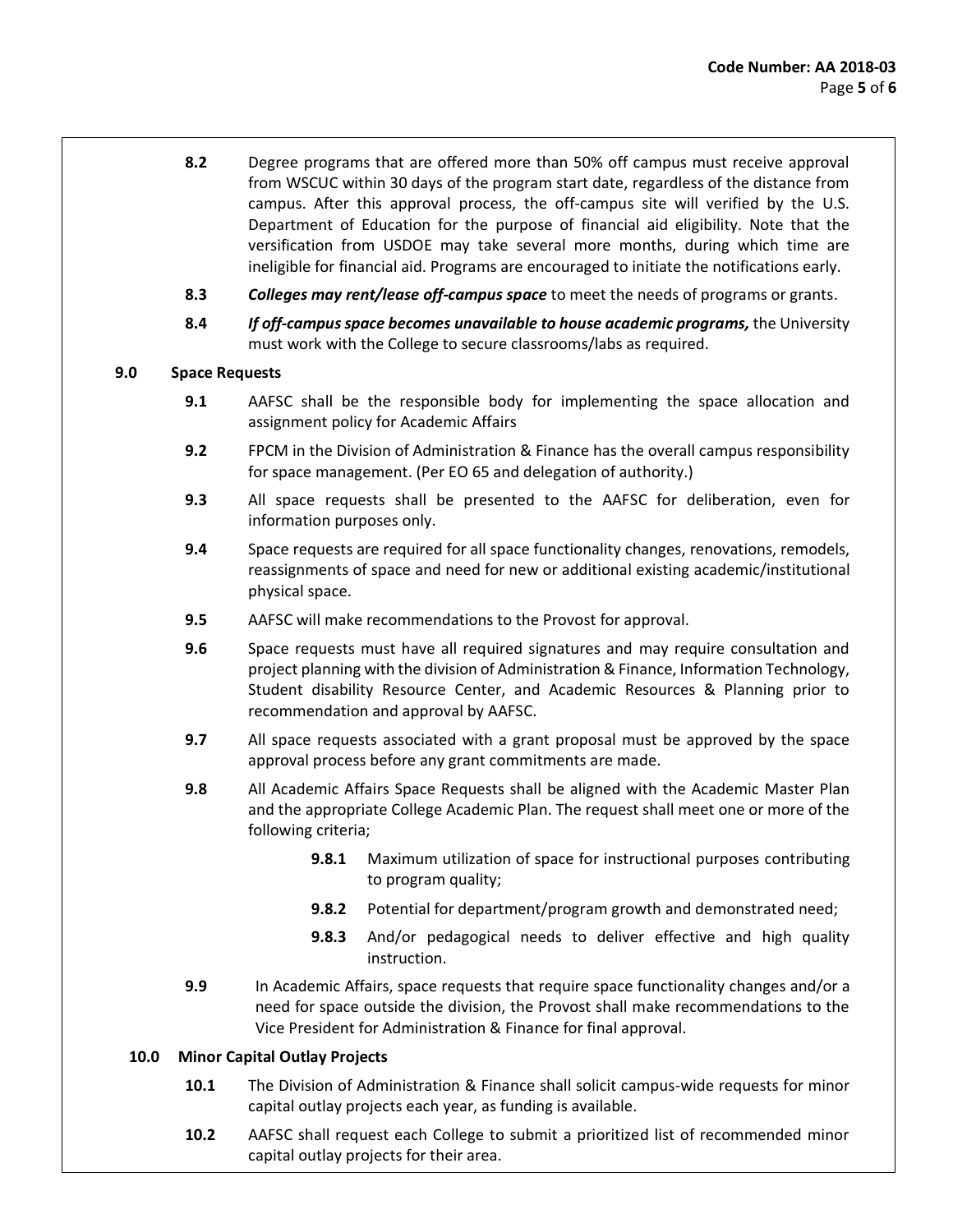**8.2** Degree programs that are offered more than 50% off campus must receive approval from WSCUC within 30 days of the program start date, regardless of the distance from campus. After this approval process, the off-campus site will verified by the U.S. Department of Education for the purpose of financial aid eligibility. Note that the versification from USDOE may take several more months, during which time are ineligible for financial aid. Programs are encouraged to initiate the notifications early.

**8.3** ***Colleges may rent/lease off-campus space*** to meet the needs of programs or grants.

**8.4** ***If off-campus space becomes unavailable to house academic programs,*** the University must work with the College to secure classrooms/labs as required.

## 9.0 Space Requests

**9.1** AAFSC shall be the responsible body for implementing the space allocation and assignment policy for Academic Affairs

**9.2** FPCM in the Division of Administration & Finance has the overall campus responsibility for space management. (Per EO 65 and delegation of authority.)

**9.3** All space requests shall be presented to the AAFSC for deliberation, even for information purposes only.

**9.4** Space requests are required for all space functionality changes, renovations, remodels, reassignments of space and need for new or additional existing academic/institutional physical space.

**9.5** AAFSC will make recommendations to the Provost for approval.

**9.6** Space requests must have all required signatures and may require consultation and project planning with the division of Administration & Finance, Information Technology, Student disability Resource Center, and Academic Resources & Planning prior to recommendation and approval by AAFSC.

**9.7** All space requests associated with a grant proposal must be approved by the space approval process before any grant commitments are made.

**9.8** All Academic Affairs Space Requests shall be aligned with the Academic Master Plan and the appropriate College Academic Plan. The request shall meet one or more of the following criteria;

- **9.8.1** Maximum utilization of space for instructional purposes contributing to program quality;
- **9.8.2** Potential for department/program growth and demonstrated need;
- **9.8.3** And/or pedagogical needs to deliver effective and high quality instruction.

**9.9** In Academic Affairs, space requests that require space functionality changes and/or a need for space outside the division, the Provost shall make recommendations to the Vice President for Administration & Finance for final approval.

## 10.0 Minor Capital Outlay Projects

**10.1** The Division of Administration & Finance shall solicit campus-wide requests for minor capital outlay projects each year, as funding is available.

**10.2** AAFSC shall request each College to submit a prioritized list of recommended minor capital outlay projects for their area.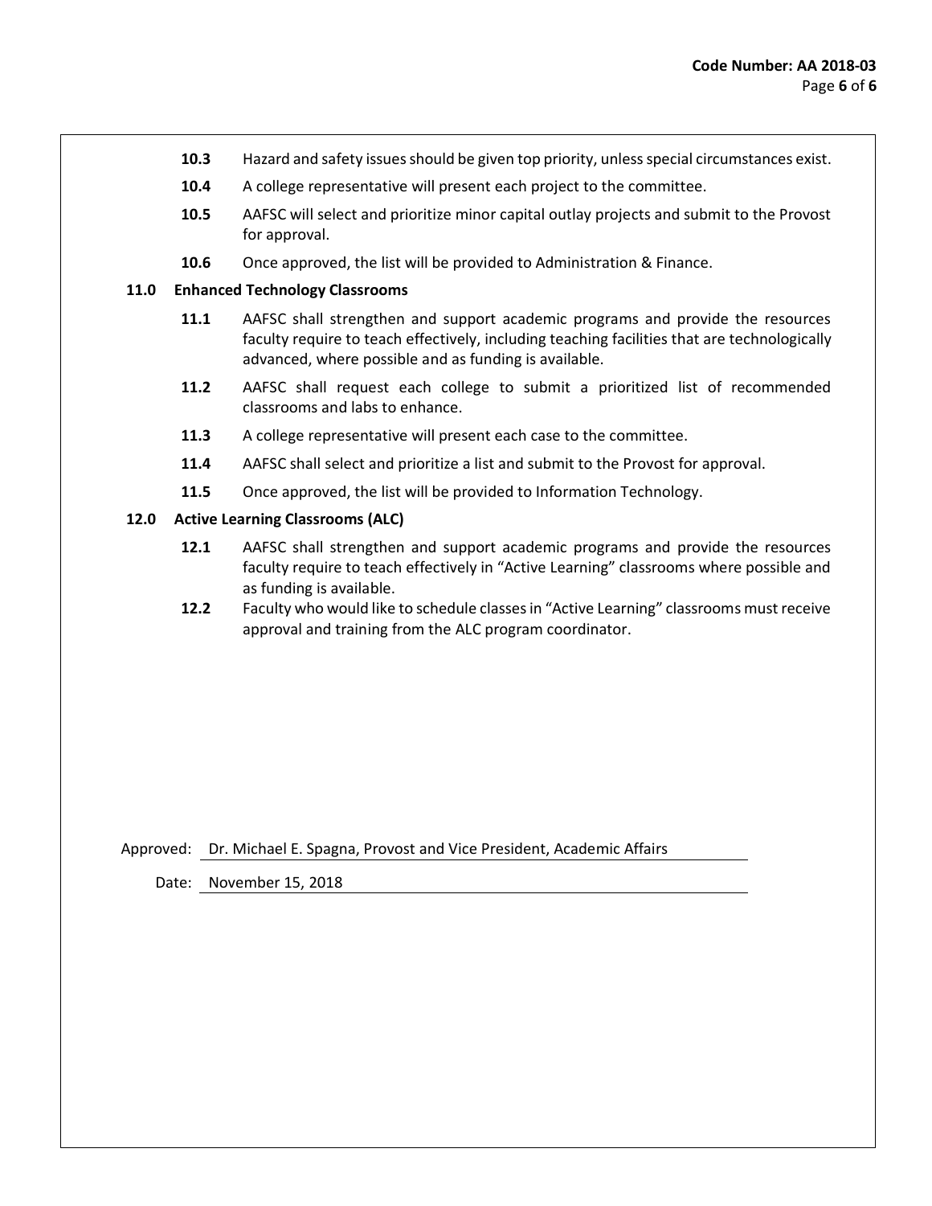**10.3** Hazard and safety issues should be given top priority, unless special circumstances exist.

**10.4** A college representative will present each project to the committee.

**10.5** AAFSC will select and prioritize minor capital outlay projects and submit to the Provost for approval.

**10.6** Once approved, the list will be provided to Administration & Finance.

## 11.0 Enhanced Technology Classrooms

**11.1** AAFSC shall strengthen and support academic programs and provide the resources faculty require to teach effectively, including teaching facilities that are technologically advanced, where possible and as funding is available.

**11.2** AAFSC shall request each college to submit a prioritized list of recommended classrooms and labs to enhance.

**11.3** A college representative will present each case to the committee.

**11.4** AAFSC shall select and prioritize a list and submit to the Provost for approval.

**11.5** Once approved, the list will be provided to Information Technology.

## 12.0 Active Learning Classrooms (ALC)

**12.1** AAFSC shall strengthen and support academic programs and provide the resources faculty require to teach effectively in "Active Learning" classrooms where possible and as funding is available.

**12.2** Faculty who would like to schedule classes in "Active Learning" classrooms must receive approval and training from the ALC program coordinator.

Approved: Dr. Michael E. Spagna, Provost and Vice President, Academic Affairs

Date: November 15, 2018